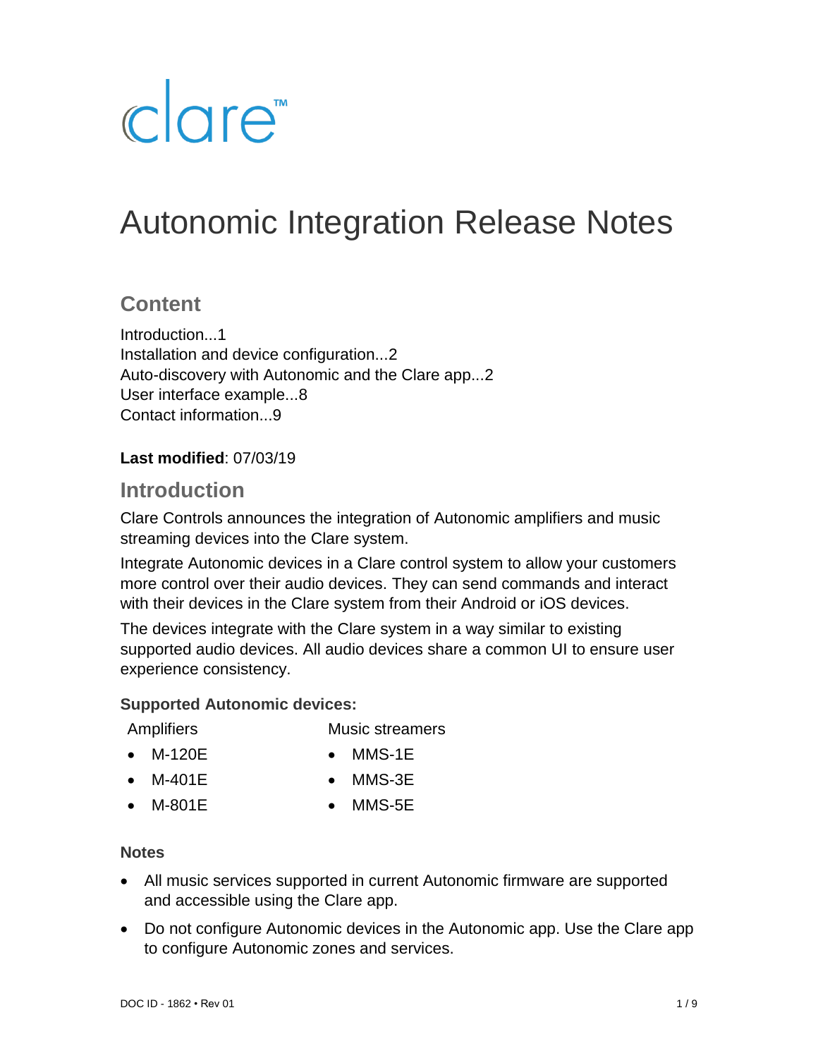clare™

# Autonomic Integration Release Notes

## Content

Introduction...1
Installation and device configuration...2
Auto-discovery with Autonomic and the Clare app...2
User interface example...8
Contact information...9

**Last modified**: 07/03/19

## Introduction

Clare Controls announces the integration of Autonomic amplifiers and music streaming devices into the Clare system.

Integrate Autonomic devices in a Clare control system to allow your customers more control over their audio devices. They can send commands and interact with their devices in the Clare system from their Android or iOS devices.

The devices integrate with the Clare system in a way similar to existing supported audio devices. All audio devices share a common UI to ensure user experience consistency.

### Supported Autonomic devices:

Amplifiers

- M-120E
- M-401E
- M-801E

Music streamers

- MMS-1E
- MMS-3E
- MMS-5E

### Notes

- All music services supported in current Autonomic firmware are supported and accessible using the Clare app.
- Do not configure Autonomic devices in the Autonomic app. Use the Clare app to configure Autonomic zones and services.

DOC ID - 1862 • Rev 01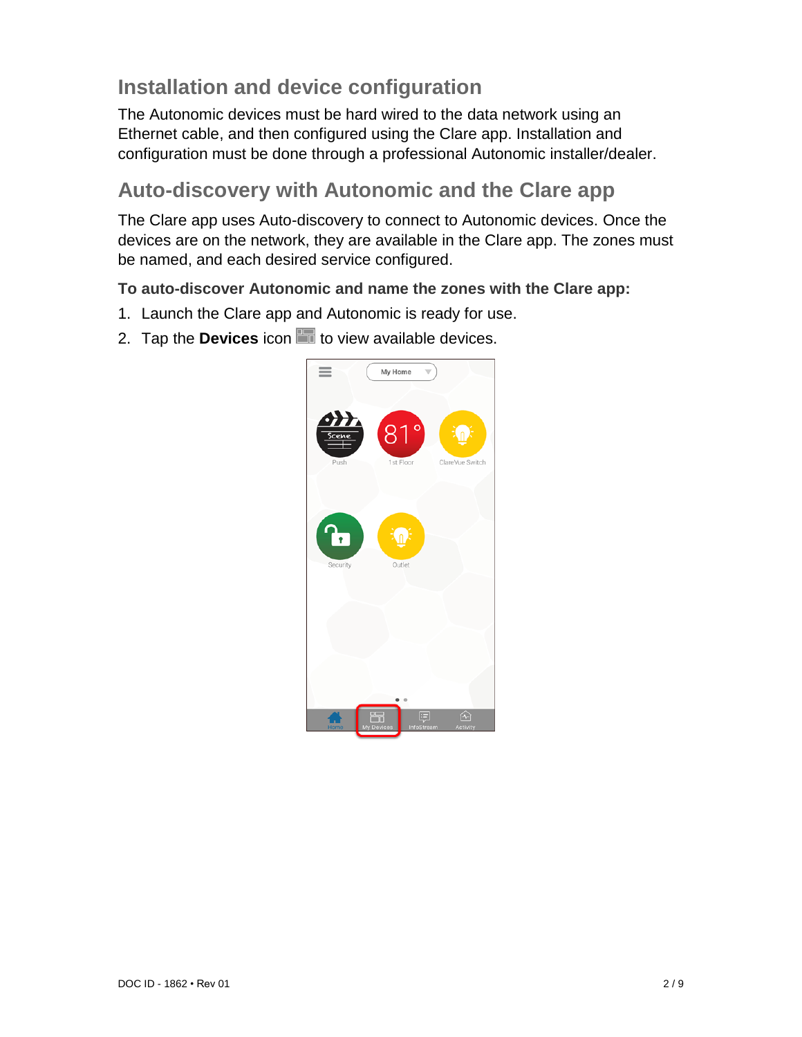## Installation and device configuration

The Autonomic devices must be hard wired to the data network using an Ethernet cable, and then configured using the Clare app. Installation and configuration must be done through a professional Autonomic installer/dealer.

## Auto-discovery with Autonomic and the Clare app

The Clare app uses Auto-discovery to connect to Autonomic devices. Once the devices are on the network, they are available in the Clare app. The zones must be named, and each desired service configured.

**To auto-discover Autonomic and name the zones with the Clare app:**

1. Launch the Clare app and Autonomic is ready for use.
2. Tap the **Devices** icon to view available devices.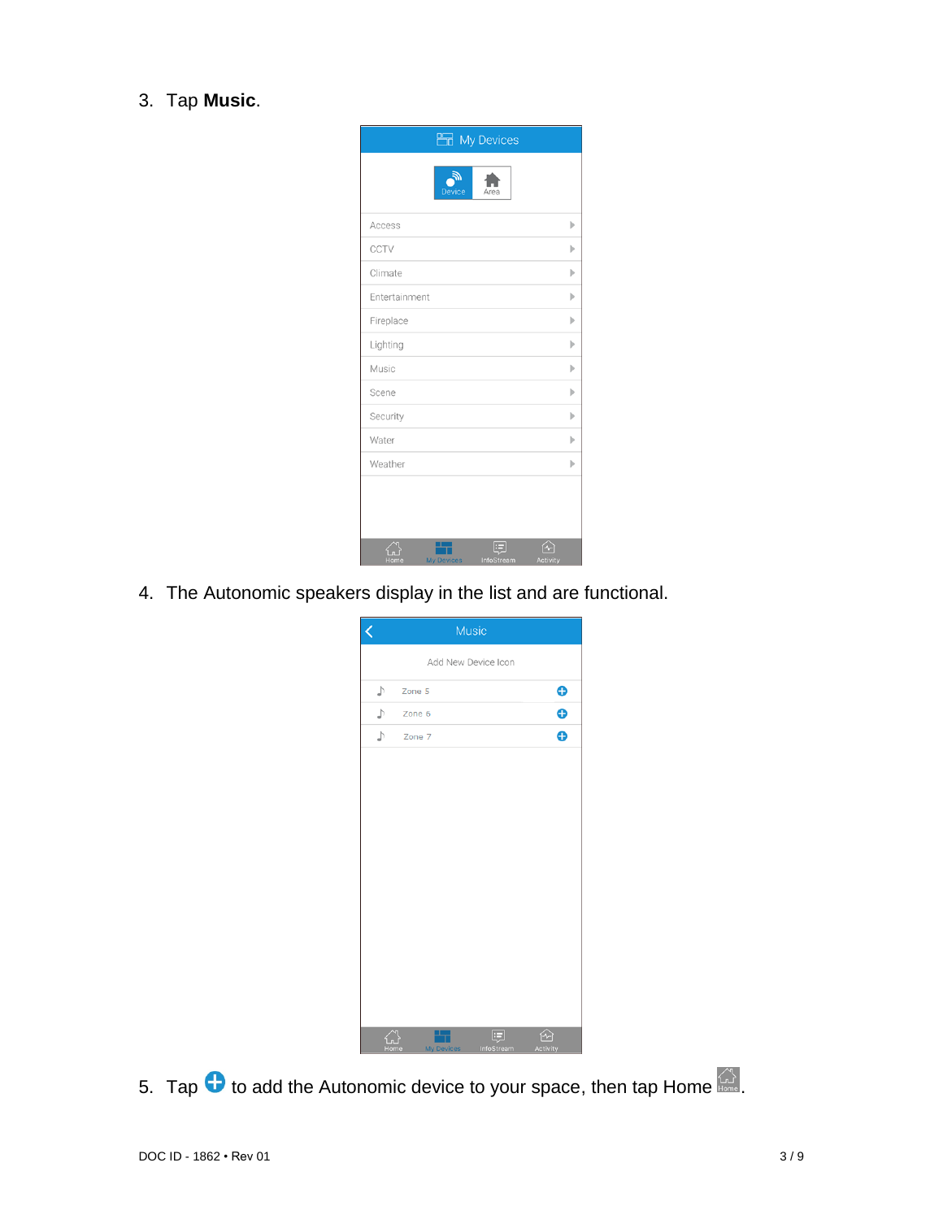3. Tap **Music**.

4. The Autonomic speakers display in the list and are functional.

5. Tap ⊕ to add the Autonomic device to your space, then tap Home.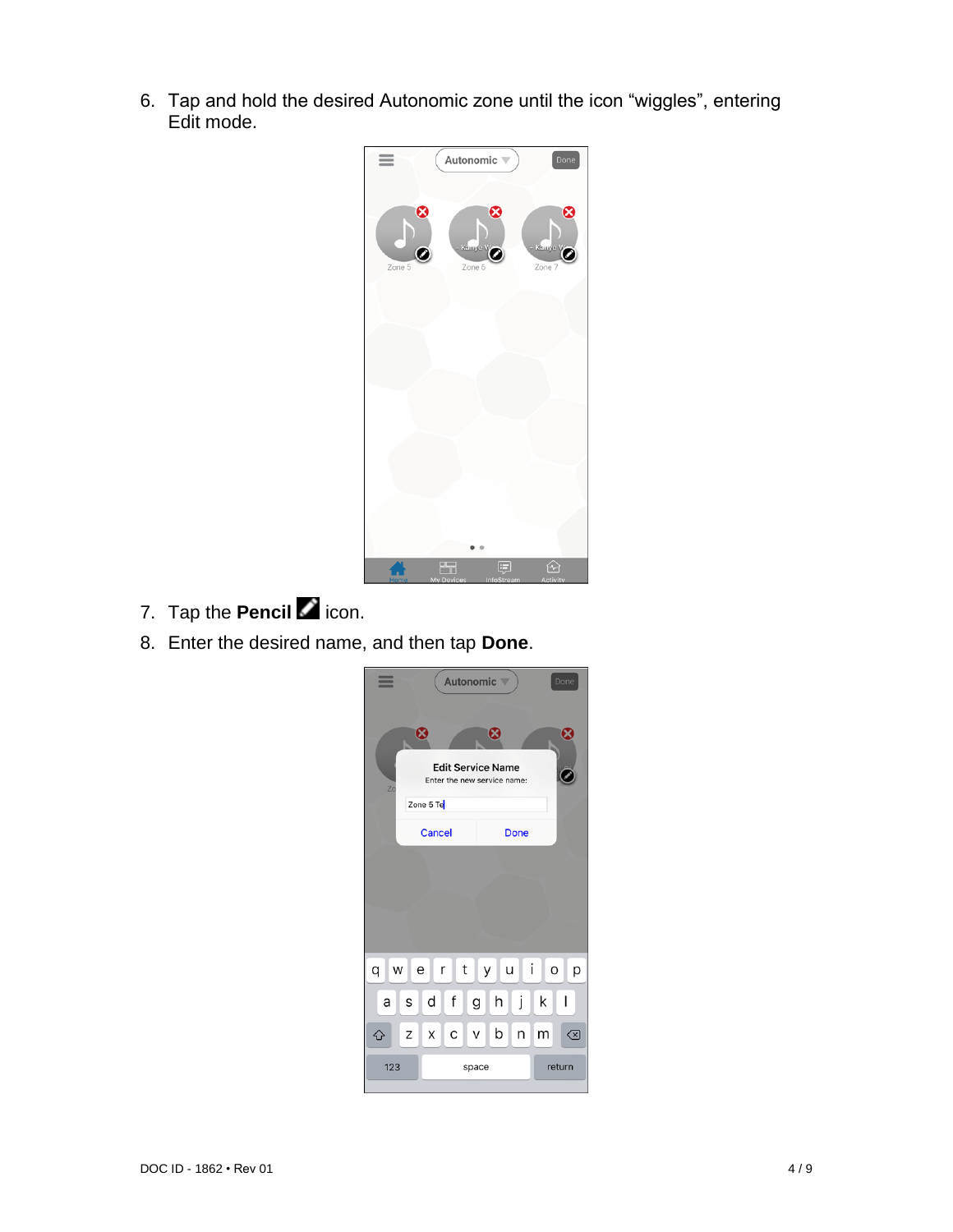6. Tap and hold the desired Autonomic zone until the icon "wiggles", entering Edit mode.

7. Tap the **Pencil** icon.

8. Enter the desired name, and then tap **Done**.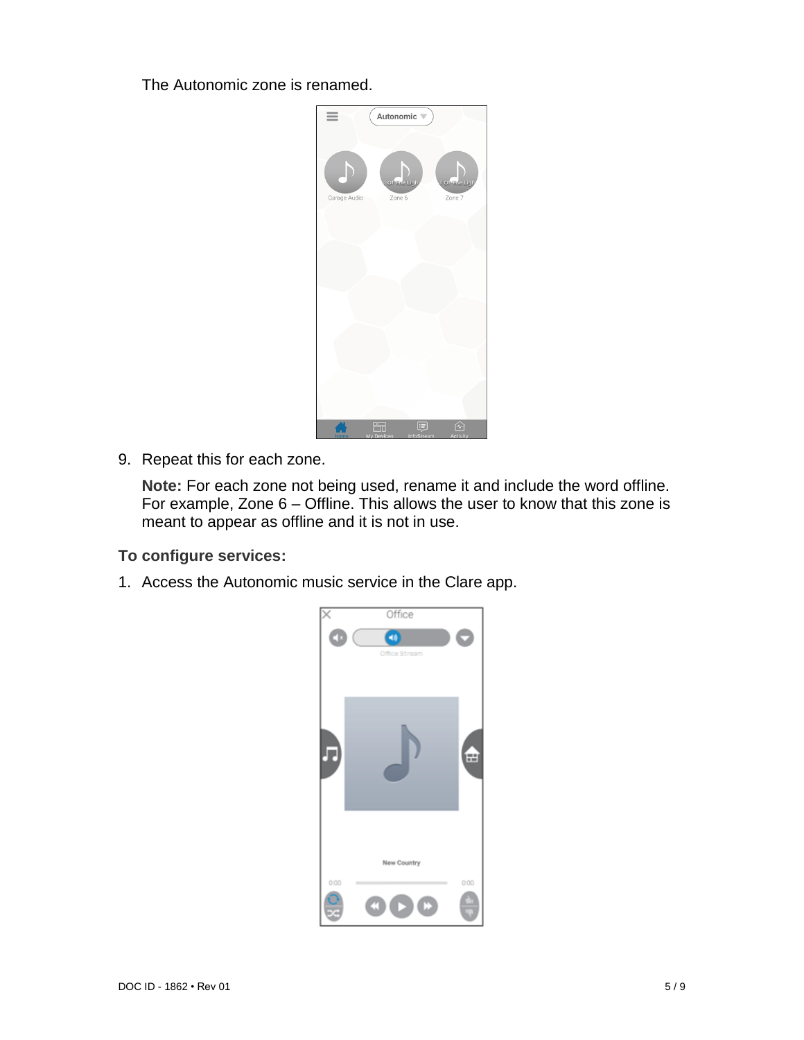The Autonomic zone is renamed.

9. Repeat this for each zone.

   **Note:** For each zone not being used, rename it and include the word offline. For example, Zone 6 – Offline. This allows the user to know that this zone is meant to appear as offline and it is not in use.

**To configure services:**

1. Access the Autonomic music service in the Clare app.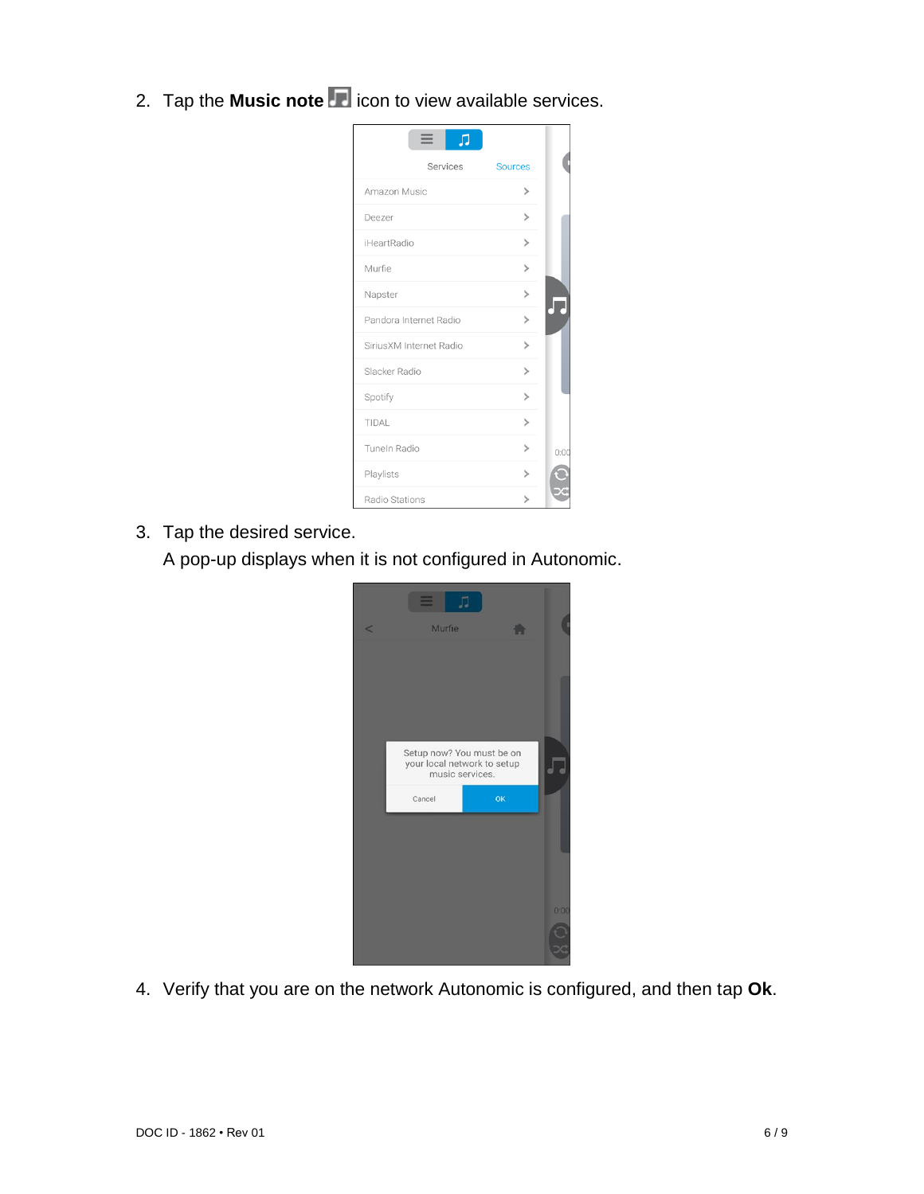2. Tap the **Music note** icon to view available services.

3. Tap the desired service.
   A pop-up displays when it is not configured in Autonomic.

4. Verify that you are on the network Autonomic is configured, and then tap **Ok**.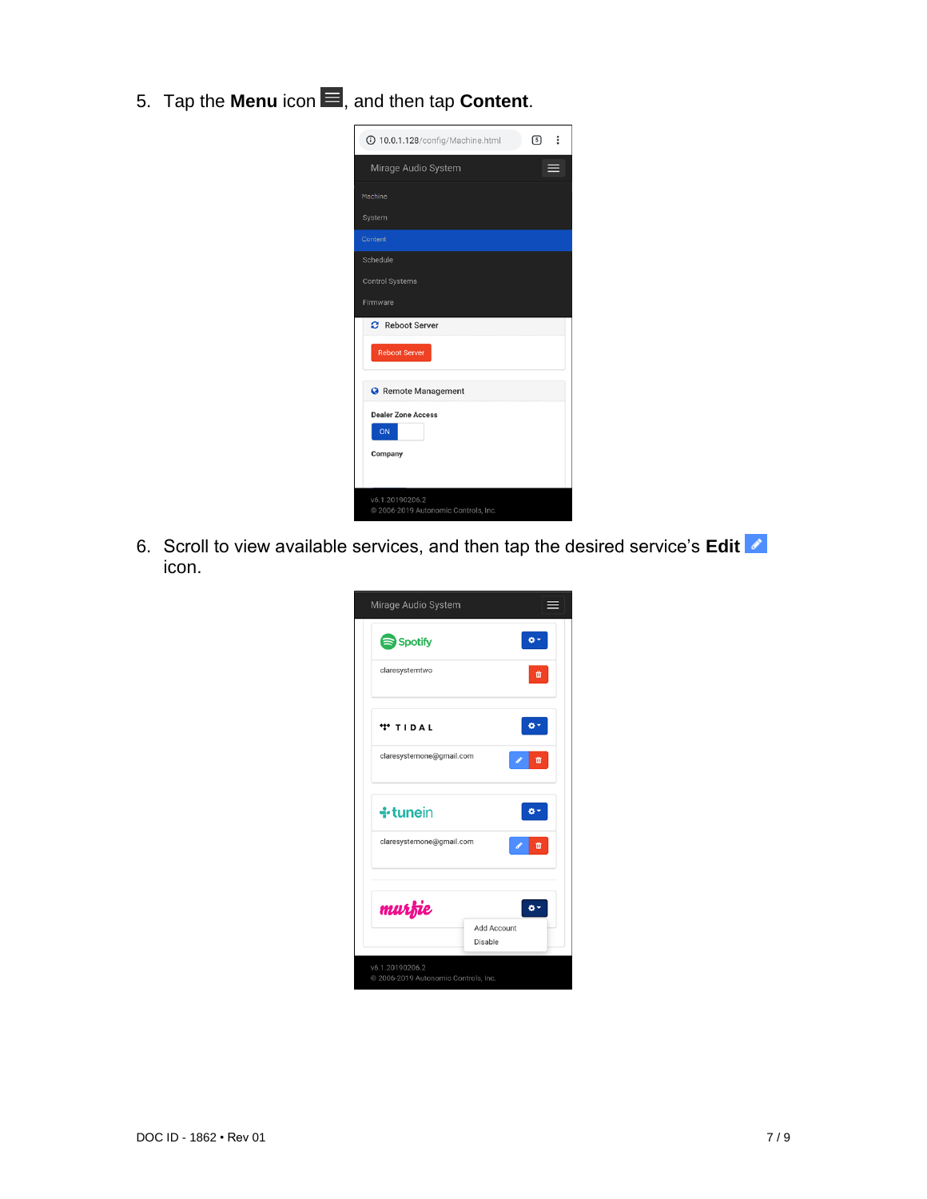5. Tap the **Menu** icon, and then tap **Content**.

6. Scroll to view available services, and then tap the desired service's **Edit** icon.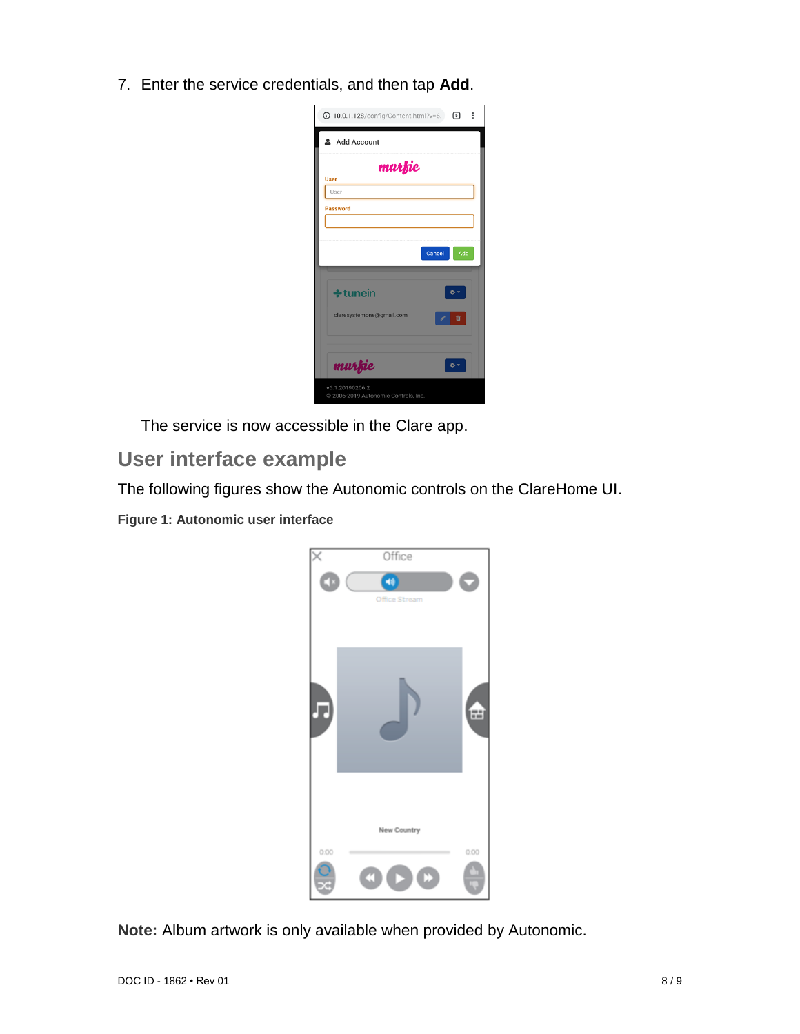7. Enter the service credentials, and then tap **Add**.

The service is now accessible in the Clare app.

## User interface example

The following figures show the Autonomic controls on the ClareHome UI.

**Figure 1: Autonomic user interface**

**Note:** Album artwork is only available when provided by Autonomic.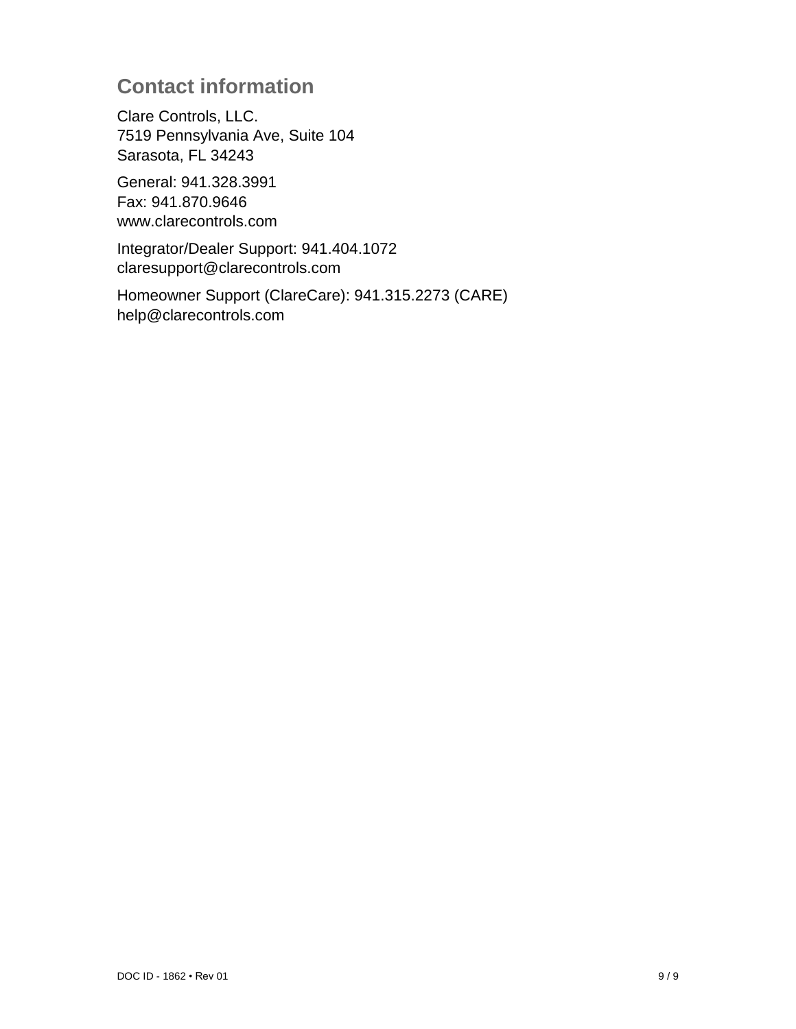## Contact information

Clare Controls, LLC.
7519 Pennsylvania Ave, Suite 104
Sarasota, FL 34243

General: 941.328.3991
Fax: 941.870.9646
www.clarecontrols.com

Integrator/Dealer Support: 941.404.1072
claresupport@clarecontrols.com

Homeowner Support (ClareCare): 941.315.2273 (CARE)
help@clarecontrols.com